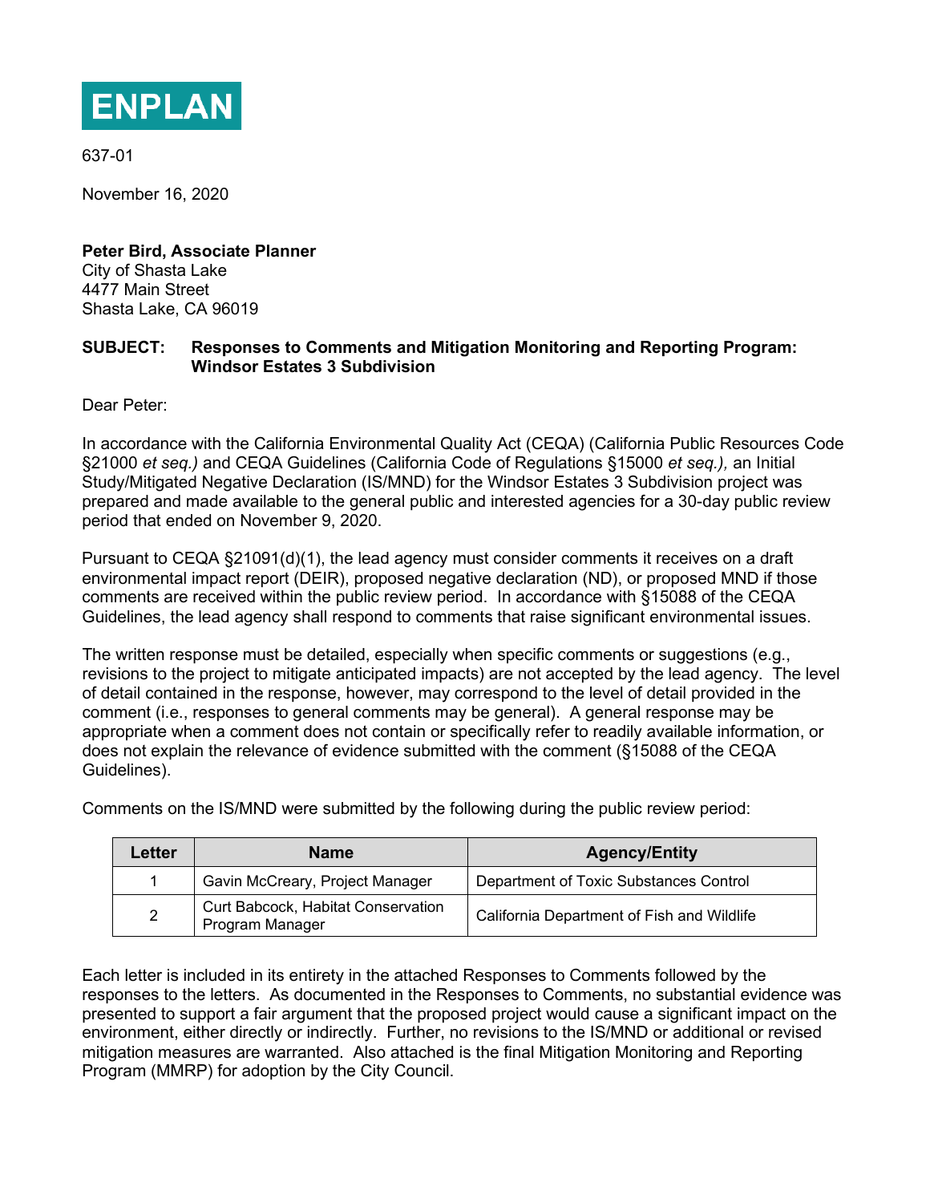**ENPLAN**

637-01

November 16, 2020

**Peter Bird, Associate Planner**
City of Shasta Lake
4477 Main Street
Shasta Lake, CA 96019

**SUBJECT: Responses to Comments and Mitigation Monitoring and Reporting Program: Windsor Estates 3 Subdivision**

Dear Peter:

In accordance with the California Environmental Quality Act (CEQA) (California Public Resources Code §21000 *et seq.)* and CEQA Guidelines (California Code of Regulations §15000 *et seq.),* an Initial Study/Mitigated Negative Declaration (IS/MND) for the Windsor Estates 3 Subdivision project was prepared and made available to the general public and interested agencies for a 30-day public review period that ended on November 9, 2020.

Pursuant to CEQA §21091(d)(1), the lead agency must consider comments it receives on a draft environmental impact report (DEIR), proposed negative declaration (ND), or proposed MND if those comments are received within the public review period. In accordance with §15088 of the CEQA Guidelines, the lead agency shall respond to comments that raise significant environmental issues.

The written response must be detailed, especially when specific comments or suggestions (e.g., revisions to the project to mitigate anticipated impacts) are not accepted by the lead agency. The level of detail contained in the response, however, may correspond to the level of detail provided in the comment (i.e., responses to general comments may be general). A general response may be appropriate when a comment does not contain or specifically refer to readily available information, or does not explain the relevance of evidence submitted with the comment (§15088 of the CEQA Guidelines).

Comments on the IS/MND were submitted by the following during the public review period:

| Letter | Name | Agency/Entity |
|---|---|---|
| 1 | Gavin McCreary, Project Manager | Department of Toxic Substances Control |
| 2 | Curt Babcock, Habitat Conservation Program Manager | California Department of Fish and Wildlife |

Each letter is included in its entirety in the attached Responses to Comments followed by the responses to the letters. As documented in the Responses to Comments, no substantial evidence was presented to support a fair argument that the proposed project would cause a significant impact on the environment, either directly or indirectly. Further, no revisions to the IS/MND or additional or revised mitigation measures are warranted. Also attached is the final Mitigation Monitoring and Reporting Program (MMRP) for adoption by the City Council.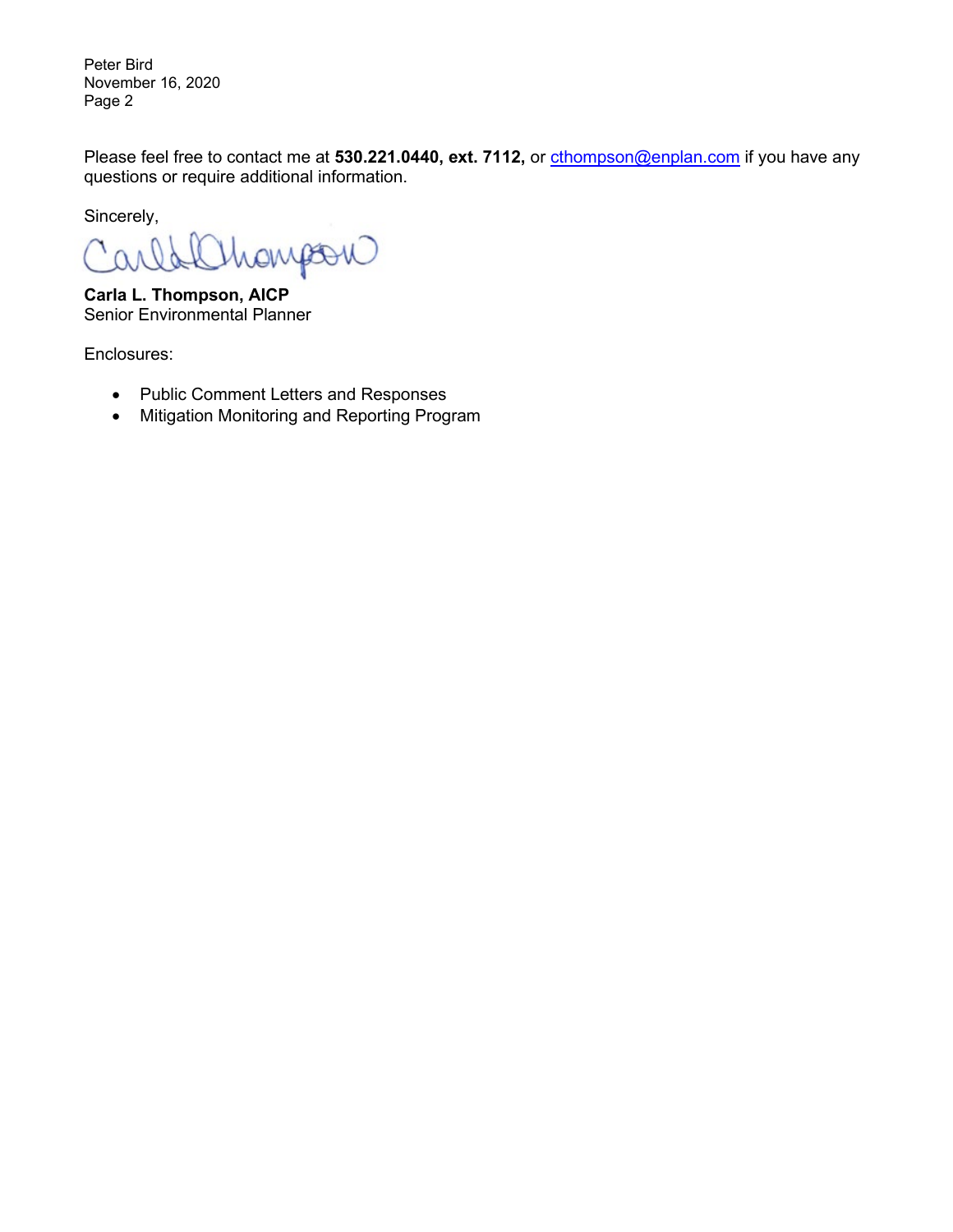Please feel free to contact me at **530.221.0440, ext. 7112,** or cthompson@enplan.com if you have any questions or require additional information.

Sincerely,

**Carla L. Thompson, AICP**
Senior Environmental Planner

Enclosures:

- Public Comment Letters and Responses
- Mitigation Monitoring and Reporting Program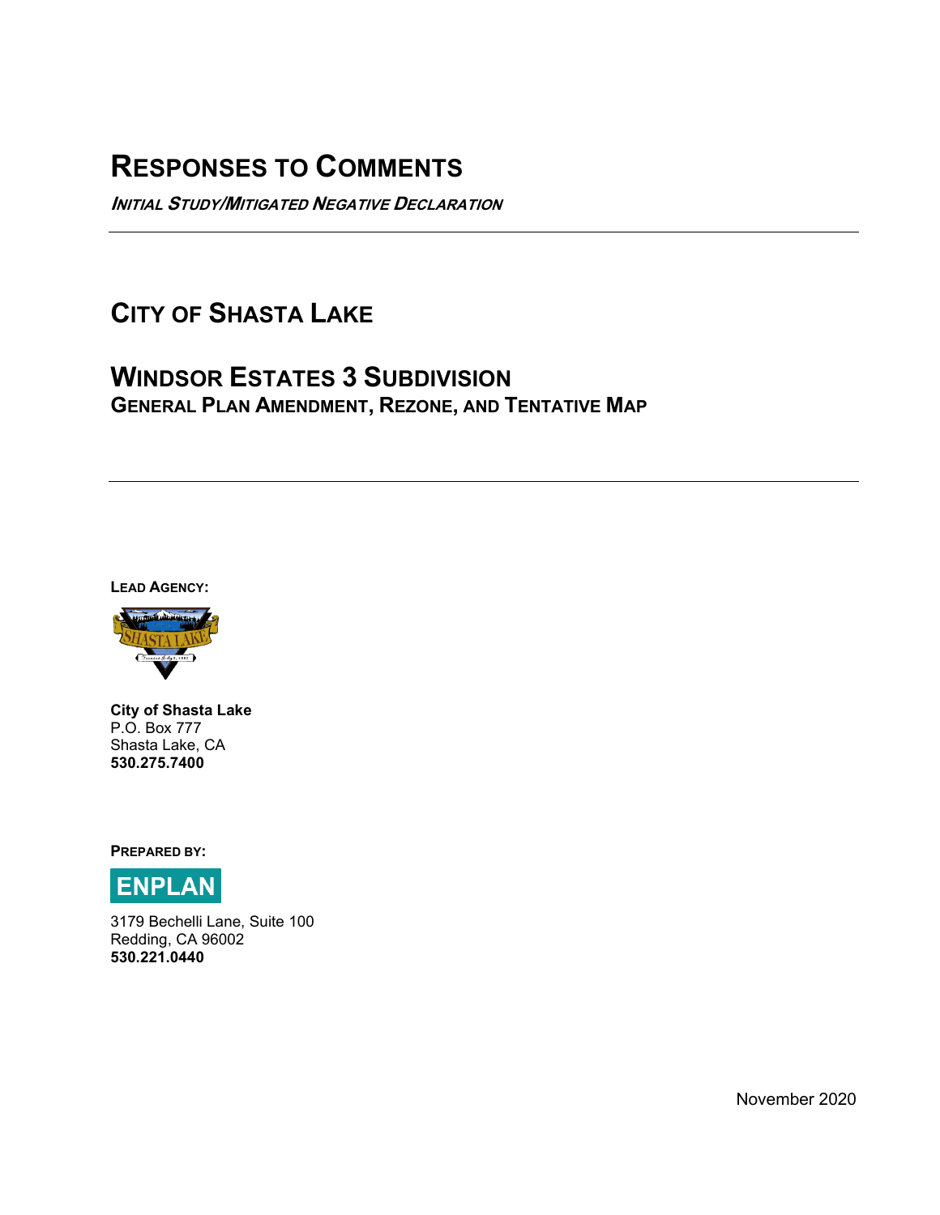# RESPONSES TO COMMENTS

***INITIAL STUDY/MITIGATED NEGATIVE DECLARATION***

---

## CITY OF SHASTA LAKE

## WINDSOR ESTATES 3 SUBDIVISION

### GENERAL PLAN AMENDMENT, REZONE, AND TENTATIVE MAP

---

**LEAD AGENCY:**

**City of Shasta Lake**
P.O. Box 777
Shasta Lake, CA
**530.275.7400**

**PREPARED BY:**

**ENPLAN**

3179 Bechelli Lane, Suite 100
Redding, CA 96002
**530.221.0440**

November 2020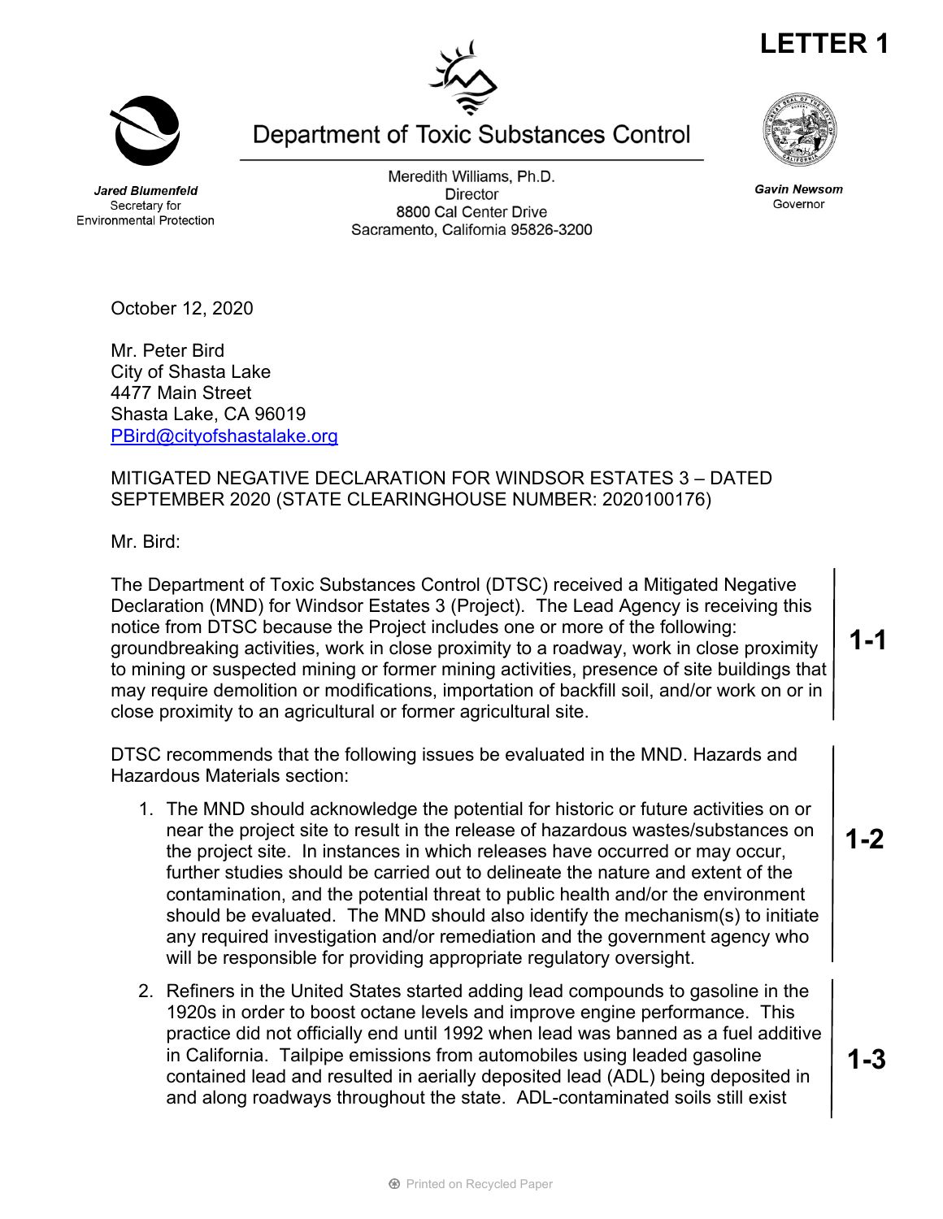# LETTER 1

Department of Toxic Substances Control

***Jared Blumenfeld***
Secretary for
Environmental Protection

Meredith Williams, Ph.D.
Director
8800 Cal Center Drive
Sacramento, California 95826-3200

***Gavin Newsom***
Governor

October 12, 2020

Mr. Peter Bird
City of Shasta Lake
4477 Main Street
Shasta Lake, CA 96019
PBird@cityofshastalake.org

MITIGATED NEGATIVE DECLARATION FOR WINDSOR ESTATES 3 – DATED SEPTEMBER 2020 (STATE CLEARINGHOUSE NUMBER: 2020100176)

Mr. Bird:

The Department of Toxic Substances Control (DTSC) received a Mitigated Negative Declaration (MND) for Windsor Estates 3 (Project). The Lead Agency is receiving this notice from DTSC because the Project includes one or more of the following: groundbreaking activities, work in close proximity to a roadway, work in close proximity to mining or suspected mining or former mining activities, presence of site buildings that may require demolition or modifications, importation of backfill soil, and/or work on or in close proximity to an agricultural or former agricultural site. **1-1**

DTSC recommends that the following issues be evaluated in the MND. Hazards and Hazardous Materials section:

1. The MND should acknowledge the potential for historic or future activities on or near the project site to result in the release of hazardous wastes/substances on the project site. In instances in which releases have occurred or may occur, further studies should be carried out to delineate the nature and extent of the contamination, and the potential threat to public health and/or the environment should be evaluated. The MND should also identify the mechanism(s) to initiate any required investigation and/or remediation and the government agency who will be responsible for providing appropriate regulatory oversight. **1-2**

2. Refiners in the United States started adding lead compounds to gasoline in the 1920s in order to boost octane levels and improve engine performance. This practice did not officially end until 1992 when lead was banned as a fuel additive in California. Tailpipe emissions from automobiles using leaded gasoline contained lead and resulted in aerially deposited lead (ADL) being deposited in and along roadways throughout the state. ADL-contaminated soils still exist **1-3**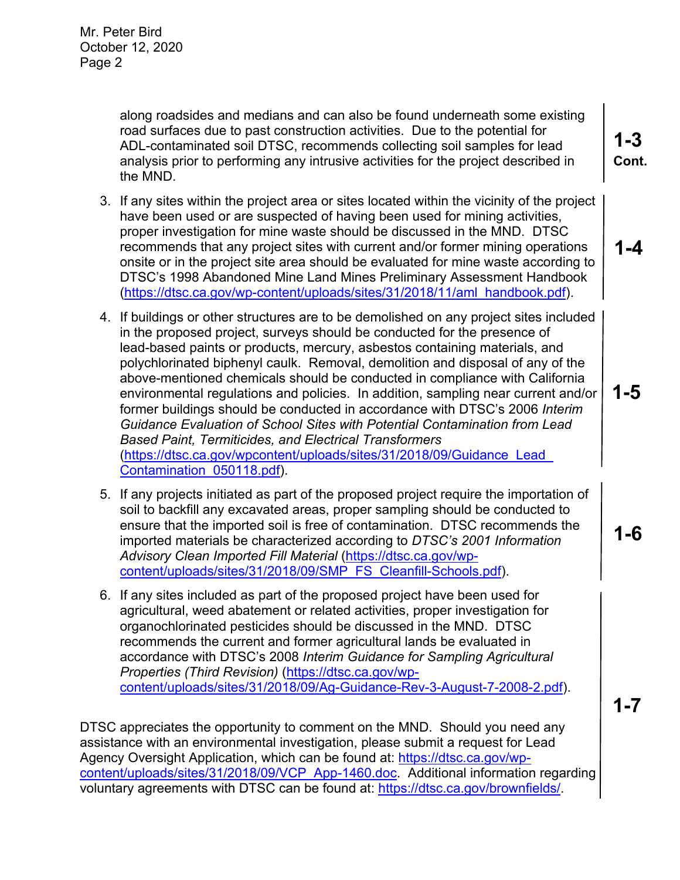along roadsides and medians and can also be found underneath some existing road surfaces due to past construction activities. Due to the potential for ADL-contaminated soil DTSC, recommends collecting soil samples for lead analysis prior to performing any intrusive activities for the project described in the MND.

**1-3 Cont.**

3. If any sites within the project area or sites located within the vicinity of the project have been used or are suspected of having been used for mining activities, proper investigation for mine waste should be discussed in the MND. DTSC recommends that any project sites with current and/or former mining operations onsite or in the project site area should be evaluated for mine waste according to DTSC's 1998 Abandoned Mine Land Mines Preliminary Assessment Handbook (https://dtsc.ca.gov/wp-content/uploads/sites/31/2018/11/aml_handbook.pdf).

**1-4**

4. If buildings or other structures are to be demolished on any project sites included in the proposed project, surveys should be conducted for the presence of lead-based paints or products, mercury, asbestos containing materials, and polychlorinated biphenyl caulk. Removal, demolition and disposal of any of the above-mentioned chemicals should be conducted in compliance with California environmental regulations and policies. In addition, sampling near current and/or former buildings should be conducted in accordance with DTSC's 2006 *Interim Guidance Evaluation of School Sites with Potential Contamination from Lead Based Paint, Termiticides, and Electrical Transformers* (https://dtsc.ca.gov/wpcontent/uploads/sites/31/2018/09/Guidance_Lead_Contamination_050118.pdf).

**1-5**

5. If any projects initiated as part of the proposed project require the importation of soil to backfill any excavated areas, proper sampling should be conducted to ensure that the imported soil is free of contamination. DTSC recommends the imported materials be characterized according to *DTSC's 2001 Information Advisory Clean Imported Fill Material* (https://dtsc.ca.gov/wp-content/uploads/sites/31/2018/09/SMP_FS_Cleanfill-Schools.pdf).

**1-6**

6. If any sites included as part of the proposed project have been used for agricultural, weed abatement or related activities, proper investigation for organochlorinated pesticides should be discussed in the MND. DTSC recommends the current and former agricultural lands be evaluated in accordance with DTSC's 2008 *Interim Guidance for Sampling Agricultural Properties (Third Revision)* (https://dtsc.ca.gov/wp-content/uploads/sites/31/2018/09/Ag-Guidance-Rev-3-August-7-2008-2.pdf).

**1-7**

DTSC appreciates the opportunity to comment on the MND. Should you need any assistance with an environmental investigation, please submit a request for Lead Agency Oversight Application, which can be found at: https://dtsc.ca.gov/wp-content/uploads/sites/31/2018/09/VCP_App-1460.doc. Additional information regarding voluntary agreements with DTSC can be found at: https://dtsc.ca.gov/brownfields/.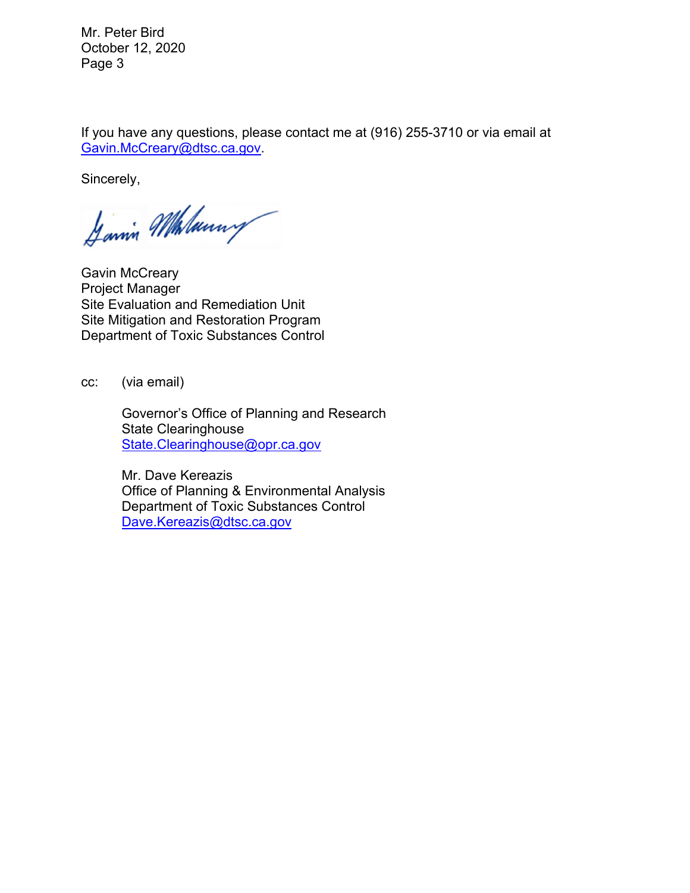If you have any questions, please contact me at (916) 255-3710 or via email at Gavin.McCreary@dtsc.ca.gov.

Sincerely,

Gavin McCreary
Project Manager
Site Evaluation and Remediation Unit
Site Mitigation and Restoration Program
Department of Toxic Substances Control

cc: (via email)

Governor's Office of Planning and Research
State Clearinghouse
State.Clearinghouse@opr.ca.gov

Mr. Dave Kereazis
Office of Planning & Environmental Analysis
Department of Toxic Substances Control
Dave.Kereazis@dtsc.ca.gov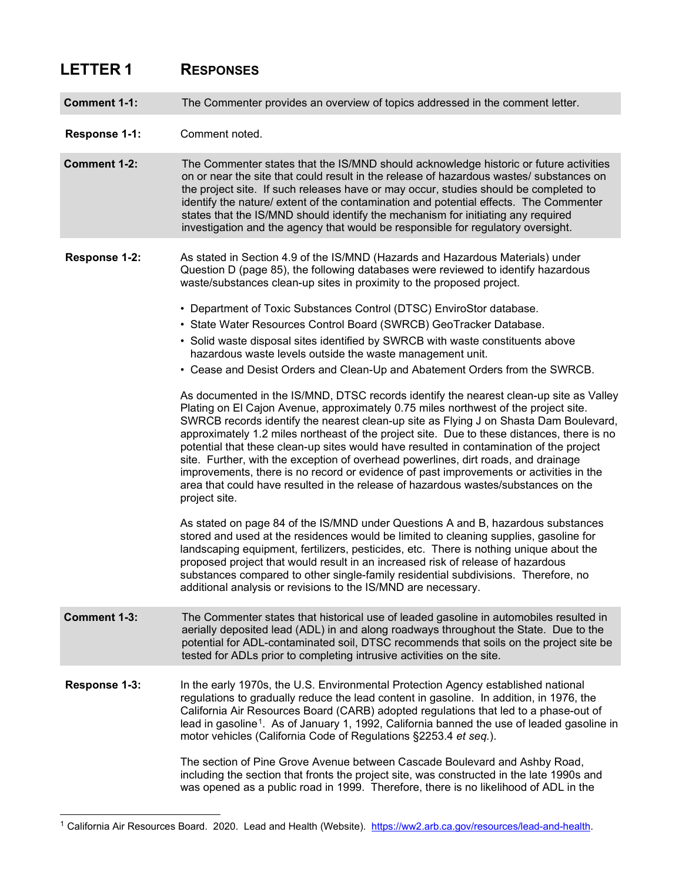# LETTER 1 RESPONSES

**Comment 1-1:** The Commenter provides an overview of topics addressed in the comment letter.

**Response 1-1:** Comment noted.

**Comment 1-2:** The Commenter states that the IS/MND should acknowledge historic or future activities on or near the site that could result in the release of hazardous wastes/ substances on the project site. If such releases have or may occur, studies should be completed to identify the nature/ extent of the contamination and potential effects. The Commenter states that the IS/MND should identify the mechanism for initiating any required investigation and the agency that would be responsible for regulatory oversight.

**Response 1-2:** As stated in Section 4.9 of the IS/MND (Hazards and Hazardous Materials) under Question D (page 85), the following databases were reviewed to identify hazardous waste/substances clean-up sites in proximity to the proposed project.

- Department of Toxic Substances Control (DTSC) EnviroStor database.
- State Water Resources Control Board (SWRCB) GeoTracker Database.
- Solid waste disposal sites identified by SWRCB with waste constituents above hazardous waste levels outside the waste management unit.
- Cease and Desist Orders and Clean-Up and Abatement Orders from the SWRCB.

As documented in the IS/MND, DTSC records identify the nearest clean-up site as Valley Plating on El Cajon Avenue, approximately 0.75 miles northwest of the project site. SWRCB records identify the nearest clean-up site as Flying J on Shasta Dam Boulevard, approximately 1.2 miles northeast of the project site. Due to these distances, there is no potential that these clean-up sites would have resulted in contamination of the project site. Further, with the exception of overhead powerlines, dirt roads, and drainage improvements, there is no record or evidence of past improvements or activities in the area that could have resulted in the release of hazardous wastes/substances on the project site.

As stated on page 84 of the IS/MND under Questions A and B, hazardous substances stored and used at the residences would be limited to cleaning supplies, gasoline for landscaping equipment, fertilizers, pesticides, etc. There is nothing unique about the proposed project that would result in an increased risk of release of hazardous substances compared to other single-family residential subdivisions. Therefore, no additional analysis or revisions to the IS/MND are necessary.

**Comment 1-3:** The Commenter states that historical use of leaded gasoline in automobiles resulted in aerially deposited lead (ADL) in and along roadways throughout the State. Due to the potential for ADL-contaminated soil, DTSC recommends that soils on the project site be tested for ADLs prior to completing intrusive activities on the site.

**Response 1-3:** In the early 1970s, the U.S. Environmental Protection Agency established national regulations to gradually reduce the lead content in gasoline. In addition, in 1976, the California Air Resources Board (CARB) adopted regulations that led to a phase-out of lead in gasoline[1]. As of January 1, 1992, California banned the use of leaded gasoline in motor vehicles (California Code of Regulations §2253.4 *et seq.*).

The section of Pine Grove Avenue between Cascade Boulevard and Ashby Road, including the section that fronts the project site, was constructed in the late 1990s and was opened as a public road in 1999. Therefore, there is no likelihood of ADL in the

[1] California Air Resources Board. 2020. Lead and Health (Website). https://ww2.arb.ca.gov/resources/lead-and-health.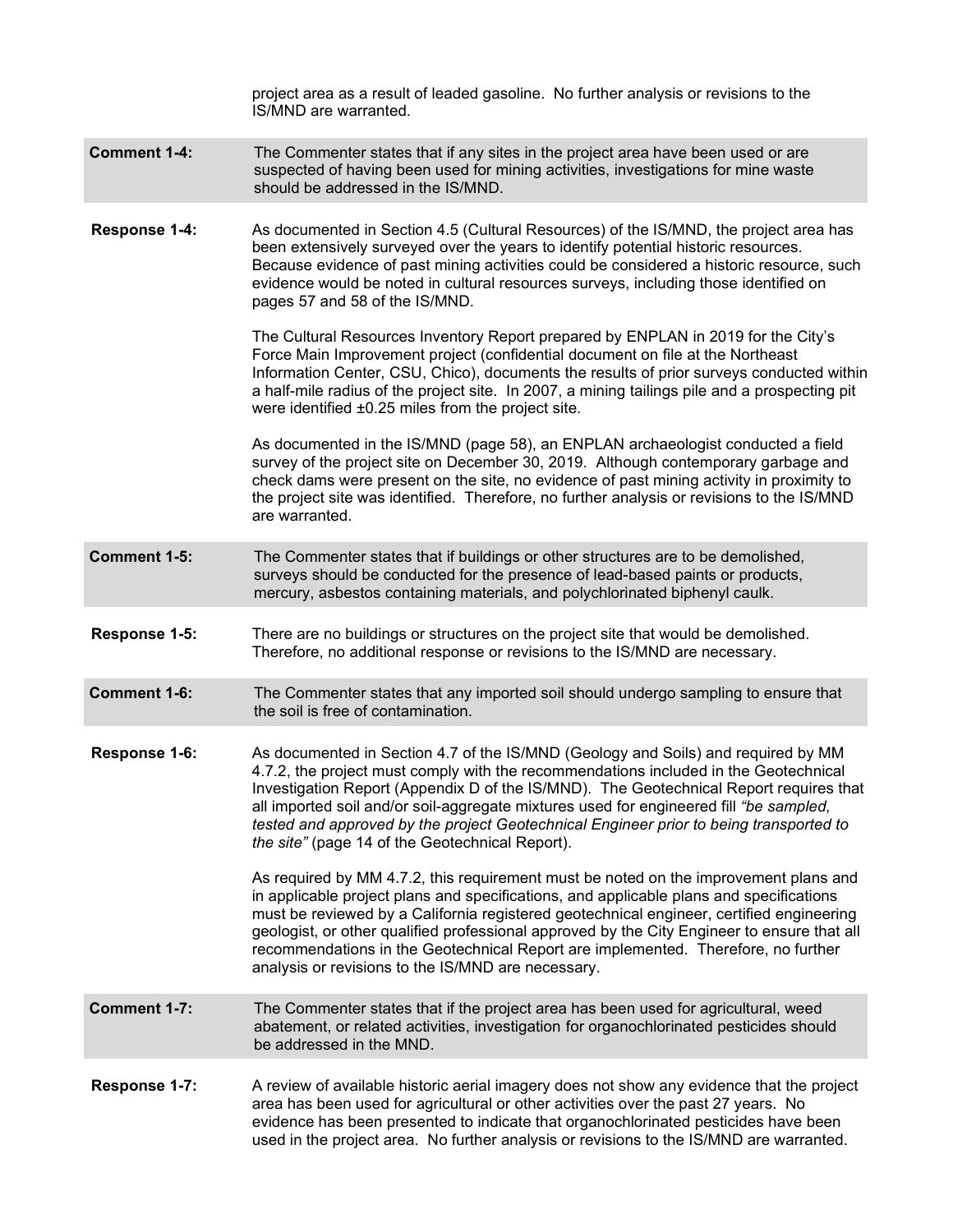project area as a result of leaded gasoline. No further analysis or revisions to the IS/MND are warranted.

**Comment 1-4:** The Commenter states that if any sites in the project area have been used or are suspected of having been used for mining activities, investigations for mine waste should be addressed in the IS/MND.

**Response 1-4:** As documented in Section 4.5 (Cultural Resources) of the IS/MND, the project area has been extensively surveyed over the years to identify potential historic resources. Because evidence of past mining activities could be considered a historic resource, such evidence would be noted in cultural resources surveys, including those identified on pages 57 and 58 of the IS/MND.

The Cultural Resources Inventory Report prepared by ENPLAN in 2019 for the City's Force Main Improvement project (confidential document on file at the Northeast Information Center, CSU, Chico), documents the results of prior surveys conducted within a half-mile radius of the project site. In 2007, a mining tailings pile and a prospecting pit were identified ±0.25 miles from the project site.

As documented in the IS/MND (page 58), an ENPLAN archaeologist conducted a field survey of the project site on December 30, 2019. Although contemporary garbage and check dams were present on the site, no evidence of past mining activity in proximity to the project site was identified. Therefore, no further analysis or revisions to the IS/MND are warranted.

**Comment 1-5:** The Commenter states that if buildings or other structures are to be demolished, surveys should be conducted for the presence of lead-based paints or products, mercury, asbestos containing materials, and polychlorinated biphenyl caulk.

**Response 1-5:** There are no buildings or structures on the project site that would be demolished. Therefore, no additional response or revisions to the IS/MND are necessary.

**Comment 1-6:** The Commenter states that any imported soil should undergo sampling to ensure that the soil is free of contamination.

**Response 1-6:** As documented in Section 4.7 of the IS/MND (Geology and Soils) and required by MM 4.7.2, the project must comply with the recommendations included in the Geotechnical Investigation Report (Appendix D of the IS/MND). The Geotechnical Report requires that all imported soil and/or soil-aggregate mixtures used for engineered fill *"be sampled, tested and approved by the project Geotechnical Engineer prior to being transported to the site"* (page 14 of the Geotechnical Report).

As required by MM 4.7.2, this requirement must be noted on the improvement plans and in applicable project plans and specifications, and applicable plans and specifications must be reviewed by a California registered geotechnical engineer, certified engineering geologist, or other qualified professional approved by the City Engineer to ensure that all recommendations in the Geotechnical Report are implemented. Therefore, no further analysis or revisions to the IS/MND are necessary.

**Comment 1-7:** The Commenter states that if the project area has been used for agricultural, weed abatement, or related activities, investigation for organochlorinated pesticides should be addressed in the MND.

**Response 1-7:** A review of available historic aerial imagery does not show any evidence that the project area has been used for agricultural or other activities over the past 27 years. No evidence has been presented to indicate that organochlorinated pesticides have been used in the project area. No further analysis or revisions to the IS/MND are warranted.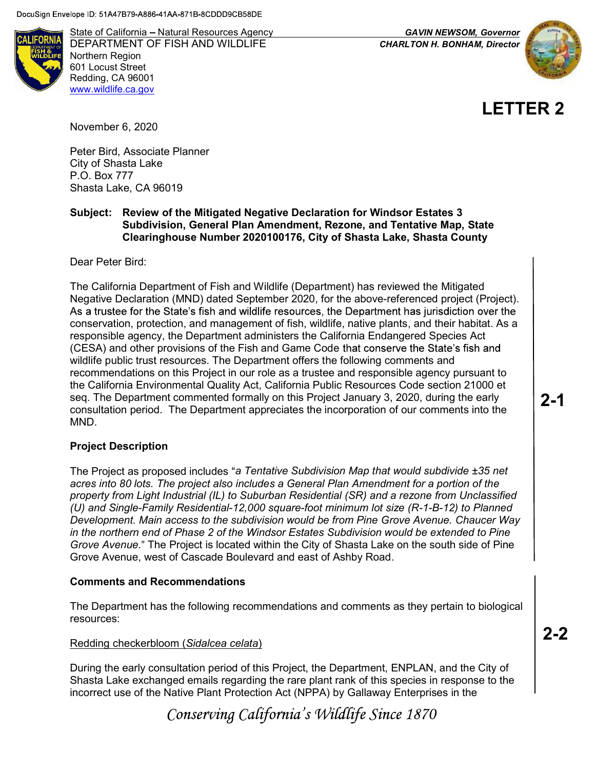DocuSign Envelope ID: 51A47B79-A886-41AA-871B-8CDDD9CB58DE

State of California – Natural Resources Agency
DEPARTMENT OF FISH AND WILDLIFE
Northern Region
601 Locust Street
Redding, CA 96001
www.wildlife.ca.gov

*GAVIN NEWSOM, Governor*
*CHARLTON H. BONHAM, Director*

# LETTER 2

November 6, 2020

Peter Bird, Associate Planner
City of Shasta Lake
P.O. Box 777
Shasta Lake, CA 96019

**Subject: Review of the Mitigated Negative Declaration for Windsor Estates 3 Subdivision, General Plan Amendment, Rezone, and Tentative Map, State Clearinghouse Number 2020100176, City of Shasta Lake, Shasta County**

Dear Peter Bird:

The California Department of Fish and Wildlife (Department) has reviewed the Mitigated Negative Declaration (MND) dated September 2020, for the above-referenced project (Project). As a trustee for the State's fish and wildlife resources, the Department has jurisdiction over the conservation, protection, and management of fish, wildlife, native plants, and their habitat. As a responsible agency, the Department administers the California Endangered Species Act (CESA) and other provisions of the Fish and Game Code that conserve the State's fish and wildlife public trust resources. The Department offers the following comments and recommendations on this Project in our role as a trustee and responsible agency pursuant to the California Environmental Quality Act, California Public Resources Code section 21000 et seq. The Department commented formally on this Project January 3, 2020, during the early consultation period. The Department appreciates the incorporation of our comments into the MND.

**2-1**

**Project Description**

The Project as proposed includes "*a Tentative Subdivision Map that would subdivide ±35 net acres into 80 lots. The project also includes a General Plan Amendment for a portion of the property from Light Industrial (IL) to Suburban Residential (SR) and a rezone from Unclassified (U) and Single-Family Residential-12,000 square-foot minimum lot size (R-1-B-12) to Planned Development. Main access to the subdivision would be from Pine Grove Avenue. Chaucer Way in the northern end of Phase 2 of the Windsor Estates Subdivision would be extended to Pine Grove Avenue.*" The Project is located within the City of Shasta Lake on the south side of Pine Grove Avenue, west of Cascade Boulevard and east of Ashby Road.

**Comments and Recommendations**

The Department has the following recommendations and comments as they pertain to biological resources:

**2-2**

Redding checkerbloom (*Sidalcea celata*)

During the early consultation period of this Project, the Department, ENPLAN, and the City of Shasta Lake exchanged emails regarding the rare plant rank of this species in response to the incorrect use of the Native Plant Protection Act (NPPA) by Gallaway Enterprises in the

*Conserving California's Wildlife Since 1870*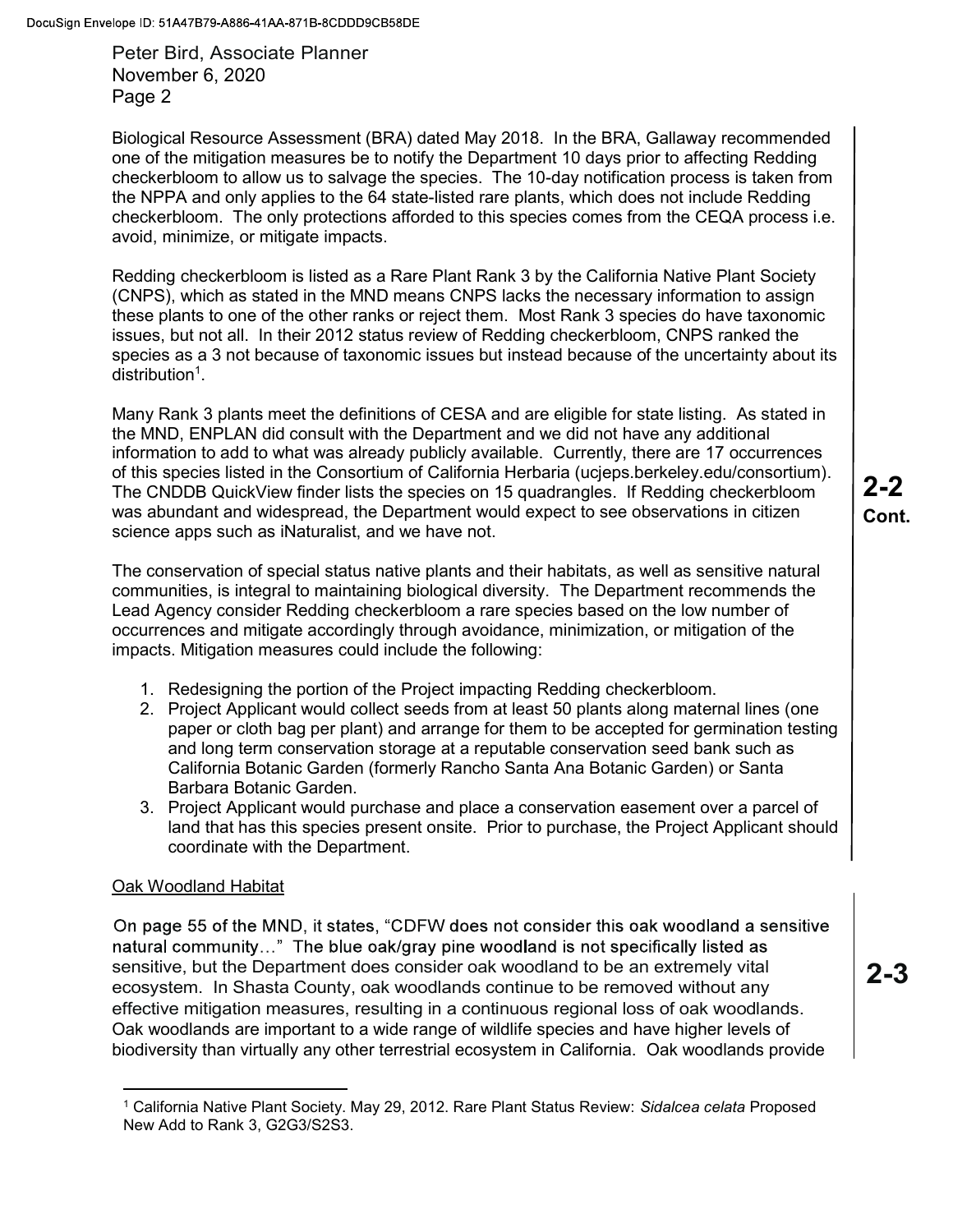Biological Resource Assessment (BRA) dated May 2018. In the BRA, Gallaway recommended one of the mitigation measures be to notify the Department 10 days prior to affecting Redding checkerbloom to allow us to salvage the species. The 10-day notification process is taken from the NPPA and only applies to the 64 state-listed rare plants, which does not include Redding checkerbloom. The only protections afforded to this species comes from the CEQA process i.e. avoid, minimize, or mitigate impacts.

Redding checkerbloom is listed as a Rare Plant Rank 3 by the California Native Plant Society (CNPS), which as stated in the MND means CNPS lacks the necessary information to assign these plants to one of the other ranks or reject them. Most Rank 3 species do have taxonomic issues, but not all. In their 2012 status review of Redding checkerbloom, CNPS ranked the species as a 3 not because of taxonomic issues but instead because of the uncertainty about its distribution[1].

Many Rank 3 plants meet the definitions of CESA and are eligible for state listing. As stated in the MND, ENPLAN did consult with the Department and we did not have any additional information to add to what was already publicly available. Currently, there are 17 occurrences of this species listed in the Consortium of California Herbaria (ucjeps.berkeley.edu/consortium). The CNDDB QuickView finder lists the species on 15 quadrangles. If Redding checkerbloom was abundant and widespread, the Department would expect to see observations in citizen science apps such as iNaturalist, and we have not.

**2-2 Cont.**

The conservation of special status native plants and their habitats, as well as sensitive natural communities, is integral to maintaining biological diversity. The Department recommends the Lead Agency consider Redding checkerbloom a rare species based on the low number of occurrences and mitigate accordingly through avoidance, minimization, or mitigation of the impacts. Mitigation measures could include the following:

1. Redesigning the portion of the Project impacting Redding checkerbloom.
2. Project Applicant would collect seeds from at least 50 plants along maternal lines (one paper or cloth bag per plant) and arrange for them to be accepted for germination testing and long term conservation storage at a reputable conservation seed bank such as California Botanic Garden (formerly Rancho Santa Ana Botanic Garden) or Santa Barbara Botanic Garden.
3. Project Applicant would purchase and place a conservation easement over a parcel of land that has this species present onsite. Prior to purchase, the Project Applicant should coordinate with the Department.

<u>Oak Woodland Habitat</u>

On page 55 of the MND, it states, "CDFW does not consider this oak woodland a sensitive natural community…" The blue oak/gray pine woodland is not specifically listed as sensitive, but the Department does consider oak woodland to be an extremely vital ecosystem. In Shasta County, oak woodlands continue to be removed without any effective mitigation measures, resulting in a continuous regional loss of oak woodlands. Oak woodlands are important to a wide range of wildlife species and have higher levels of biodiversity than virtually any other terrestrial ecosystem in California. Oak woodlands provide

**2-3**

---

[1] California Native Plant Society. May 29, 2012. Rare Plant Status Review: *Sidalcea celata* Proposed New Add to Rank 3, G2G3/S2S3.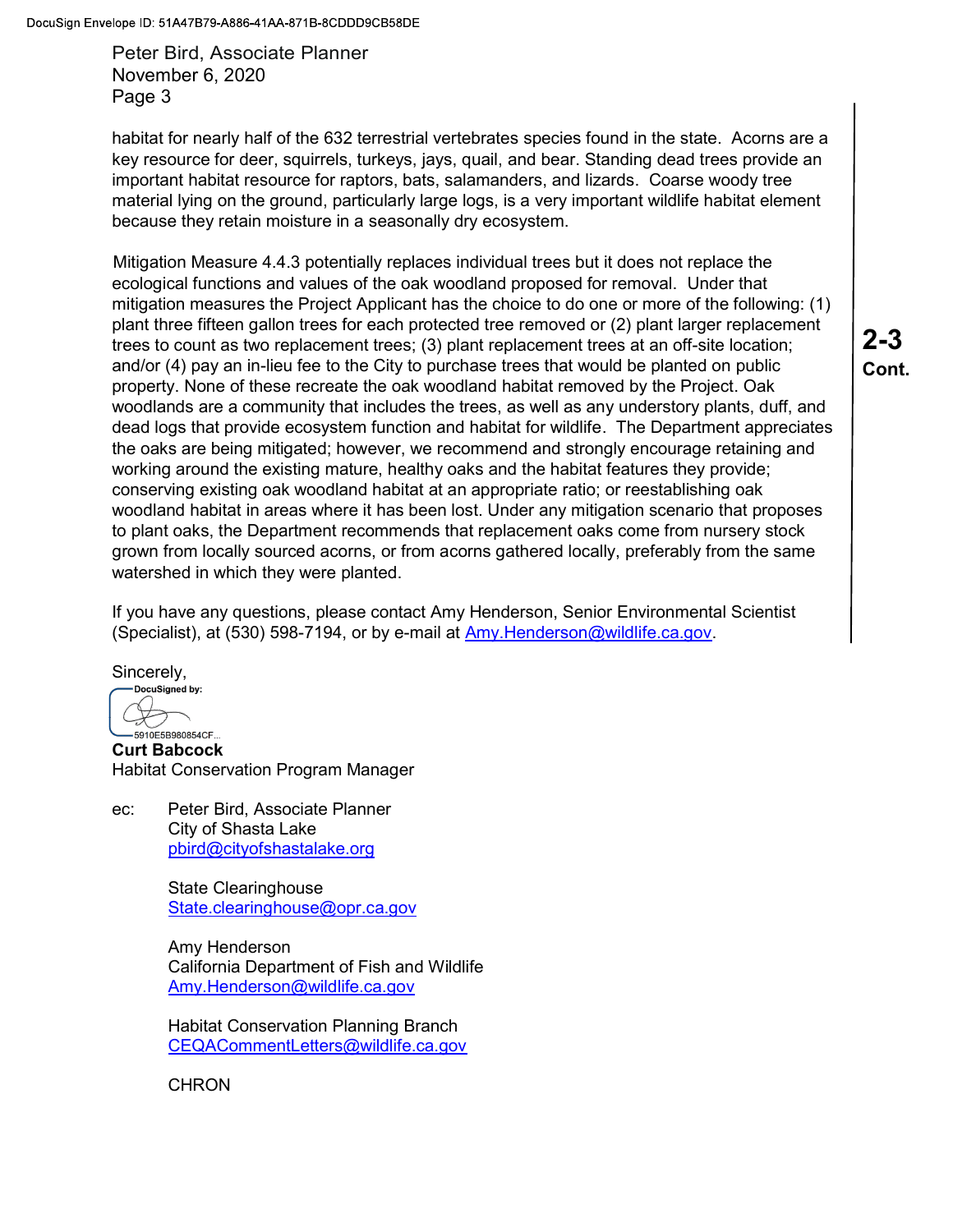habitat for nearly half of the 632 terrestrial vertebrates species found in the state. Acorns are a key resource for deer, squirrels, turkeys, jays, quail, and bear. Standing dead trees provide an important habitat resource for raptors, bats, salamanders, and lizards. Coarse woody tree material lying on the ground, particularly large logs, is a very important wildlife habitat element because they retain moisture in a seasonally dry ecosystem.

Mitigation Measure 4.4.3 potentially replaces individual trees but it does not replace the ecological functions and values of the oak woodland proposed for removal. Under that mitigation measures the Project Applicant has the choice to do one or more of the following: (1) plant three fifteen gallon trees for each protected tree removed or (2) plant larger replacement trees to count as two replacement trees; (3) plant replacement trees at an off-site location; and/or (4) pay an in-lieu fee to the City to purchase trees that would be planted on public property. None of these recreate the oak woodland habitat removed by the Project. Oak woodlands are a community that includes the trees, as well as any understory plants, duff, and dead logs that provide ecosystem function and habitat for wildlife. The Department appreciates the oaks are being mitigated; however, we recommend and strongly encourage retaining and working around the existing mature, healthy oaks and the habitat features they provide; conserving existing oak woodland habitat at an appropriate ratio; or reestablishing oak woodland habitat in areas where it has been lost. Under any mitigation scenario that proposes to plant oaks, the Department recommends that replacement oaks come from nursery stock grown from locally sourced acorns, or from acorns gathered locally, preferably from the same watershed in which they were planted.

**2-3 Cont.**

If you have any questions, please contact Amy Henderson, Senior Environmental Scientist (Specialist), at (530) 598-7194, or by e-mail at Amy.Henderson@wildlife.ca.gov.

Sincerely,

DocuSigned by:

5910E5B980854CF...

**Curt Babcock**
Habitat Conservation Program Manager

ec: Peter Bird, Associate Planner
City of Shasta Lake
pbird@cityofshastalake.org

State Clearinghouse
State.clearinghouse@opr.ca.gov

Amy Henderson
California Department of Fish and Wildlife
Amy.Henderson@wildlife.ca.gov

Habitat Conservation Planning Branch
CEQACommentLetters@wildlife.ca.gov

CHRON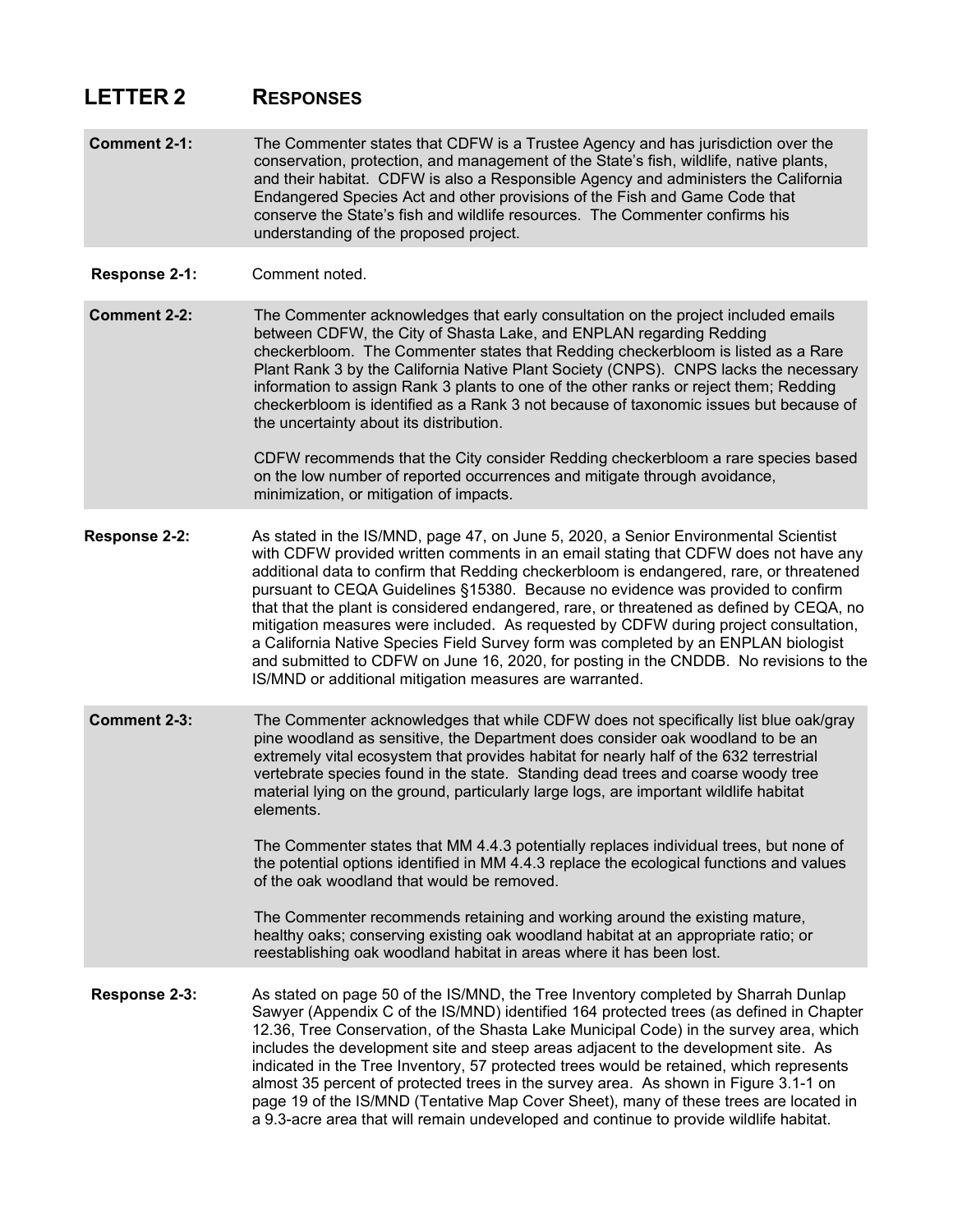# LETTER 2 RESPONSES

**Comment 2-1:** The Commenter states that CDFW is a Trustee Agency and has jurisdiction over the conservation, protection, and management of the State's fish, wildlife, native plants, and their habitat. CDFW is also a Responsible Agency and administers the California Endangered Species Act and other provisions of the Fish and Game Code that conserve the State's fish and wildlife resources. The Commenter confirms his understanding of the proposed project.

**Response 2-1:** Comment noted.

**Comment 2-2:** The Commenter acknowledges that early consultation on the project included emails between CDFW, the City of Shasta Lake, and ENPLAN regarding Redding checkerbloom. The Commenter states that Redding checkerbloom is listed as a Rare Plant Rank 3 by the California Native Plant Society (CNPS). CNPS lacks the necessary information to assign Rank 3 plants to one of the other ranks or reject them; Redding checkerbloom is identified as a Rank 3 not because of taxonomic issues but because of the uncertainty about its distribution.

CDFW recommends that the City consider Redding checkerbloom a rare species based on the low number of reported occurrences and mitigate through avoidance, minimization, or mitigation of impacts.

**Response 2-2:** As stated in the IS/MND, page 47, on June 5, 2020, a Senior Environmental Scientist with CDFW provided written comments in an email stating that CDFW does not have any additional data to confirm that Redding checkerbloom is endangered, rare, or threatened pursuant to CEQA Guidelines §15380. Because no evidence was provided to confirm that that the plant is considered endangered, rare, or threatened as defined by CEQA, no mitigation measures were included. As requested by CDFW during project consultation, a California Native Species Field Survey form was completed by an ENPLAN biologist and submitted to CDFW on June 16, 2020, for posting in the CNDDB. No revisions to the IS/MND or additional mitigation measures are warranted.

**Comment 2-3:** The Commenter acknowledges that while CDFW does not specifically list blue oak/gray pine woodland as sensitive, the Department does consider oak woodland to be an extremely vital ecosystem that provides habitat for nearly half of the 632 terrestrial vertebrate species found in the state. Standing dead trees and coarse woody tree material lying on the ground, particularly large logs, are important wildlife habitat elements.

The Commenter states that MM 4.4.3 potentially replaces individual trees, but none of the potential options identified in MM 4.4.3 replace the ecological functions and values of the oak woodland that would be removed.

The Commenter recommends retaining and working around the existing mature, healthy oaks; conserving existing oak woodland habitat at an appropriate ratio; or reestablishing oak woodland habitat in areas where it has been lost.

**Response 2-3:** As stated on page 50 of the IS/MND, the Tree Inventory completed by Sharrah Dunlap Sawyer (Appendix C of the IS/MND) identified 164 protected trees (as defined in Chapter 12.36, Tree Conservation, of the Shasta Lake Municipal Code) in the survey area, which includes the development site and steep areas adjacent to the development site. As indicated in the Tree Inventory, 57 protected trees would be retained, which represents almost 35 percent of protected trees in the survey area. As shown in Figure 3.1-1 on page 19 of the IS/MND (Tentative Map Cover Sheet), many of these trees are located in a 9.3-acre area that will remain undeveloped and continue to provide wildlife habitat.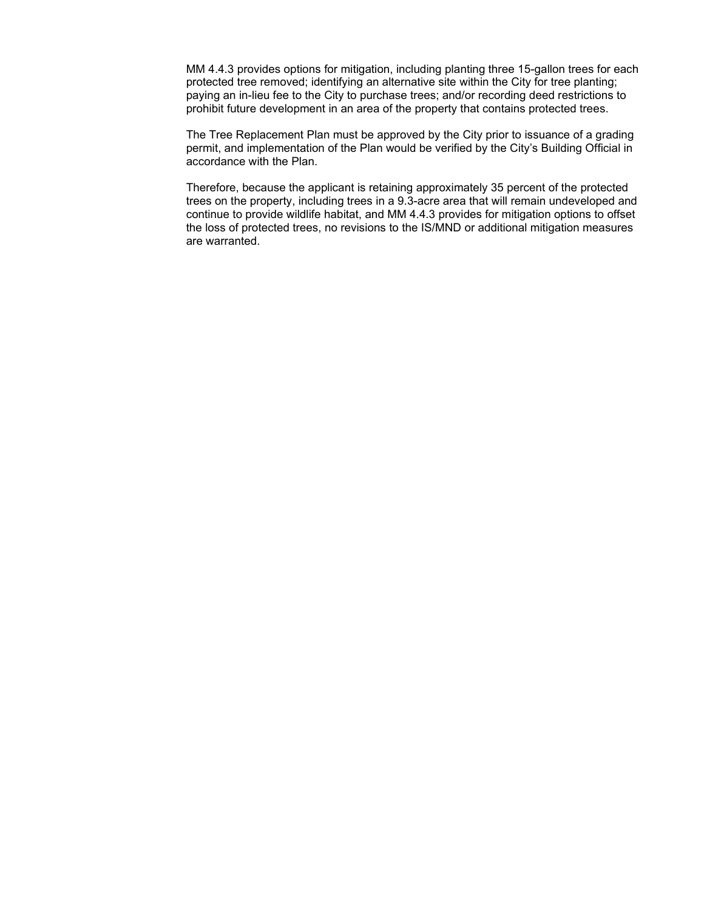MM 4.4.3 provides options for mitigation, including planting three 15-gallon trees for each protected tree removed; identifying an alternative site within the City for tree planting; paying an in-lieu fee to the City to purchase trees; and/or recording deed restrictions to prohibit future development in an area of the property that contains protected trees.

The Tree Replacement Plan must be approved by the City prior to issuance of a grading permit, and implementation of the Plan would be verified by the City's Building Official in accordance with the Plan.

Therefore, because the applicant is retaining approximately 35 percent of the protected trees on the property, including trees in a 9.3-acre area that will remain undeveloped and continue to provide wildlife habitat, and MM 4.4.3 provides for mitigation options to offset the loss of protected trees, no revisions to the IS/MND or additional mitigation measures are warranted.